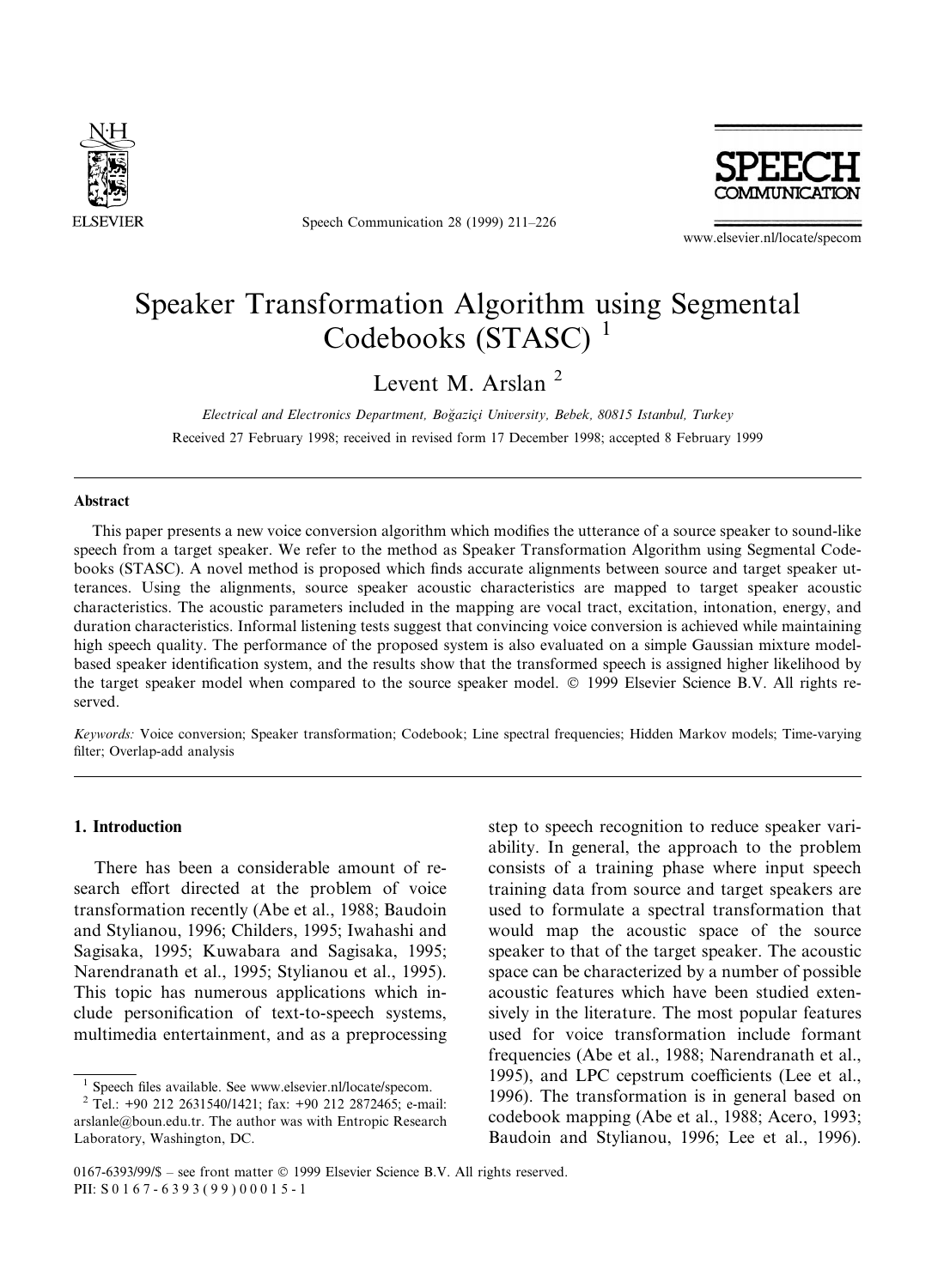# Speaker Transformation Algorithm using Segmental Codebooks (STASC) [1]

Levent M. Arslan [2]

*Electrical and Electronics Department, Boğaziçi University, Bebek, 80815 Istanbul, Turkey*

Received 27 February 1998; received in revised form 17 December 1998; accepted 8 February 1999

## Abstract

This paper presents a new voice conversion algorithm which modifies the utterance of a source speaker to sound-like speech from a target speaker. We refer to the method as Speaker Transformation Algorithm using Segmental Codebooks (STASC). A novel method is proposed which finds accurate alignments between source and target speaker utterances. Using the alignments, source speaker acoustic characteristics are mapped to target speaker acoustic characteristics. The acoustic parameters included in the mapping are vocal tract, excitation, intonation, energy, and duration characteristics. Informal listening tests suggest that convincing voice conversion is achieved while maintaining high speech quality. The performance of the proposed system is also evaluated on a simple Gaussian mixture model-based speaker identification system, and the results show that the transformed speech is assigned higher likelihood by the target speaker model when compared to the source speaker model. © 1999 Elsevier Science B.V. All rights reserved.

*Keywords:* Voice conversion; Speaker transformation; Codebook; Line spectral frequencies; Hidden Markov models; Time-varying filter; Overlap-add analysis

## 1. Introduction

There has been a considerable amount of research effort directed at the problem of voice transformation recently (Abe et al., 1988; Baudoin and Stylianou, 1996; Childers, 1995; Iwahashi and Sagisaka, 1995; Kuwabara and Sagisaka, 1995; Narendranath et al., 1995; Stylianou et al., 1995). This topic has numerous applications which include personification of text-to-speech systems, multimedia entertainment, and as a preprocessing step to speech recognition to reduce speaker variability. In general, the approach to the problem consists of a training phase where input speech training data from source and target speakers are used to formulate a spectral transformation that would map the acoustic space of the source speaker to that of the target speaker. The acoustic space can be characterized by a number of possible acoustic features which have been studied extensively in the literature. The most popular features used for voice transformation include formant frequencies (Abe et al., 1988; Narendranath et al., 1995), and LPC cepstrum coefficients (Lee et al., 1996). The transformation is in general based on codebook mapping (Abe et al., 1988; Acero, 1993; Baudoin and Stylianou, 1996; Lee et al., 1996).

[1] Speech files available. See www.elsevier.nl/locate/specom.

[2] Tel.: +90 212 2631540/1421; fax: +90 212 2872465; e-mail: arslanle@boun.edu.tr. The author was with Entropic Research Laboratory, Washington, DC.

0167-6393/99/$ – see front matter © 1999 Elsevier Science B.V. All rights reserved.
PII: S0167-6393(99)00015-1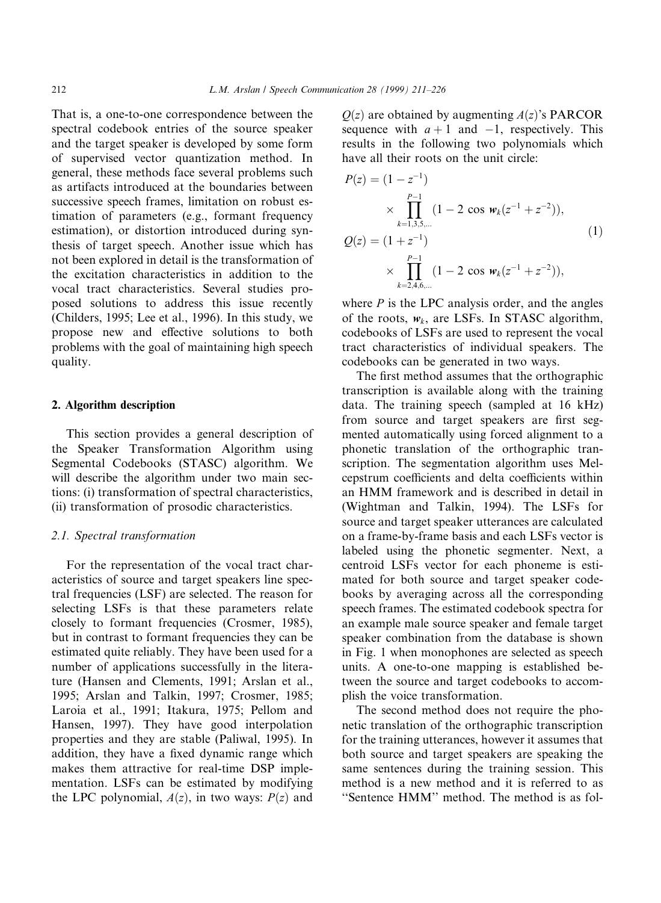That is, a one-to-one correspondence between the spectral codebook entries of the source speaker and the target speaker is developed by some form of supervised vector quantization method. In general, these methods face several problems such as artifacts introduced at the boundaries between successive speech frames, limitation on robust estimation of parameters (e.g., formant frequency estimation), or distortion introduced during synthesis of target speech. Another issue which has not been explored in detail is the transformation of the excitation characteristics in addition to the vocal tract characteristics. Several studies proposed solutions to address this issue recently (Childers, 1995; Lee et al., 1996). In this study, we propose new and effective solutions to both problems with the goal of maintaining high speech quality.

## 2. Algorithm description

This section provides a general description of the Speaker Transformation Algorithm using Segmental Codebooks (STASC) algorithm. We will describe the algorithm under two main sections: (i) transformation of spectral characteristics, (ii) transformation of prosodic characteristics.

### 2.1. Spectral transformation

For the representation of the vocal tract characteristics of source and target speakers line spectral frequencies (LSF) are selected. The reason for selecting LSFs is that these parameters relate closely to formant frequencies (Crosmer, 1985), but in contrast to formant frequencies they can be estimated quite reliably. They have been used for a number of applications successfully in the literature (Hansen and Clements, 1991; Arslan et al., 1995; Arslan and Talkin, 1997; Crosmer, 1985; Laroia et al., 1991; Itakura, 1975; Pellom and Hansen, 1997). They have good interpolation properties and they are stable (Paliwal, 1995). In addition, they have a fixed dynamic range which makes them attractive for real-time DSP implementation. LSFs can be estimated by modifying the LPC polynomial, $A(z)$, in two ways: $P(z)$ and $Q(z)$ are obtained by augmenting $A(z)$'s PARCOR sequence with $a+1$ and $-1$, respectively. This results in the following two polynomials which have all their roots on the unit circle:

$$
\begin{aligned}
P(z) &= (1 - z^{-1}) \times \prod_{k=1,3,5,\ldots}^{P-1} (1 - 2\cos \mathbf{w}_k (z^{-1} + z^{-2})), \\
Q(z) &= (1 + z^{-1}) \times \prod_{k=2,4,6,\ldots}^{P-1} (1 - 2\cos \mathbf{w}_k (z^{-1} + z^{-2})),
\end{aligned}
\tag{1}
$$

where $P$ is the LPC analysis order, and the angles of the roots, $\mathbf{w}_k$, are LSFs. In STASC algorithm, codebooks of LSFs are used to represent the vocal tract characteristics of individual speakers. The codebooks can be generated in two ways.

The first method assumes that the orthographic transcription is available along with the training data. The training speech (sampled at 16 kHz) from source and target speakers are first segmented automatically using forced alignment to a phonetic translation of the orthographic transcription. The segmentation algorithm uses Mel-cepstrum coefficients and delta coefficients within an HMM framework and is described in detail in (Wightman and Talkin, 1994). The LSFs for source and target speaker utterances are calculated on a frame-by-frame basis and each LSFs vector is labeled using the phonetic segmenter. Next, a centroid LSFs vector for each phoneme is estimated for both source and target speaker codebooks by averaging across all the corresponding speech frames. The estimated codebook spectra for an example male source speaker and female target speaker combination from the database is shown in Fig. 1 when monophones are selected as speech units. A one-to-one mapping is established between the source and target codebooks to accomplish the voice transformation.

The second method does not require the phonetic translation of the orthographic transcription for the training utterances, however it assumes that both source and target speakers are speaking the same sentences during the training session. This method is a new method and it is referred to as "Sentence HMM" method. The method is as fol-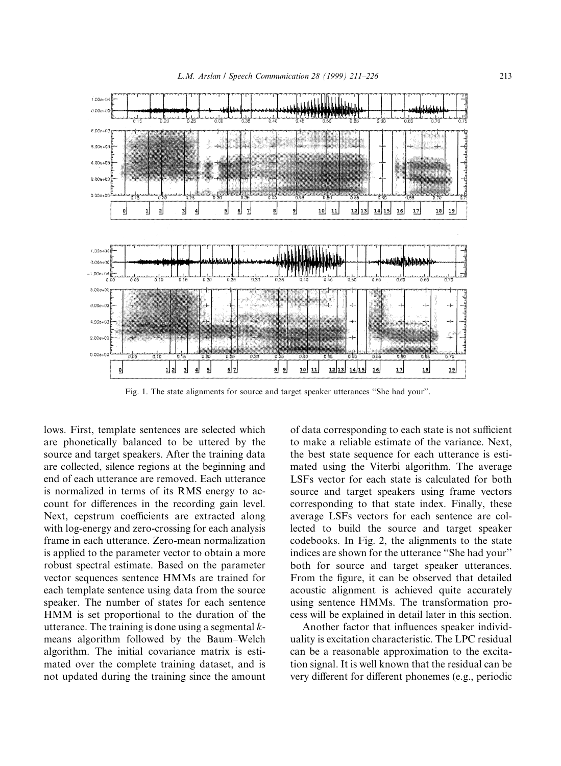Fig. 1. The state alignments for source and target speaker utterances "She had your".

lows. First, template sentences are selected which are phonetically balanced to be uttered by the source and target speakers. After the training data are collected, silence regions at the beginning and end of each utterance are removed. Each utterance is normalized in terms of its RMS energy to account for differences in the recording gain level. Next, cepstrum coefficients are extracted along with log-energy and zero-crossing for each analysis frame in each utterance. Zero-mean normalization is applied to the parameter vector to obtain a more robust spectral estimate. Based on the parameter vector sequences sentence HMMs are trained for each template sentence using data from the source speaker. The number of states for each sentence HMM is set proportional to the duration of the utterance. The training is done using a segmental $k$-means algorithm followed by the Baum–Welch algorithm. The initial covariance matrix is estimated over the complete training dataset, and is not updated during the training since the amount of data corresponding to each state is not sufficient to make a reliable estimate of the variance. Next, the best state sequence for each utterance is estimated using the Viterbi algorithm. The average LSFs vector for each state is calculated for both source and target speakers using frame vectors corresponding to that state index. Finally, these average LSFs vectors for each sentence are collected to build the source and target speaker codebooks. In Fig. 2, the alignments to the state indices are shown for the utterance "She had your" both for source and target speaker utterances. From the figure, it can be observed that detailed acoustic alignment is achieved quite accurately using sentence HMMs. The transformation process will be explained in detail later in this section.

Another factor that influences speaker individuality is excitation characteristic. The LPC residual can be a reasonable approximation to the excitation signal. It is well known that the residual can be very different for different phonemes (e.g., periodic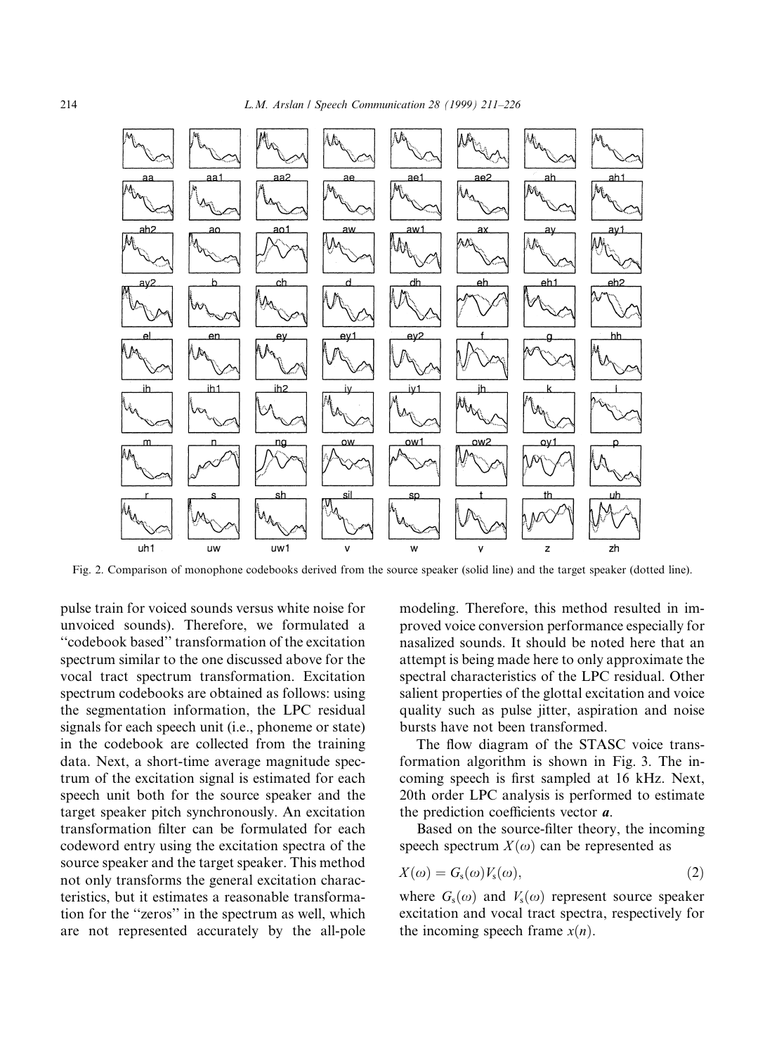Fig. 2. Comparison of monophone codebooks derived from the source speaker (solid line) and the target speaker (dotted line).

pulse train for voiced sounds versus white noise for unvoiced sounds). Therefore, we formulated a "codebook based" transformation of the excitation spectrum similar to the one discussed above for the vocal tract spectrum transformation. Excitation spectrum codebooks are obtained as follows: using the segmentation information, the LPC residual signals for each speech unit (i.e., phoneme or state) in the codebook are collected from the training data. Next, a short-time average magnitude spectrum of the excitation signal is estimated for each speech unit both for the source speaker and the target speaker pitch synchronously. An excitation transformation filter can be formulated for each codeword entry using the excitation spectra of the source speaker and the target speaker. This method not only transforms the general excitation characteristics, but it estimates a reasonable transformation for the "zeros" in the spectrum as well, which are not represented accurately by the all-pole modeling. Therefore, this method resulted in improved voice conversion performance especially for nasalized sounds. It should be noted here that an attempt is being made here to only approximate the spectral characteristics of the LPC residual. Other salient properties of the glottal excitation and voice quality such as pulse jitter, aspiration and noise bursts have not been transformed.

The flow diagram of the STASC voice transformation algorithm is shown in Fig. 3. The incoming speech is first sampled at 16 kHz. Next, 20th order LPC analysis is performed to estimate the prediction coefficients vector $\boldsymbol{a}$.

Based on the source-filter theory, the incoming speech spectrum $X(\omega)$ can be represented as

$$X(\omega) = G_s(\omega)V_s(\omega), \tag{2}$$

where $G_s(\omega)$ and $V_s(\omega)$ represent source speaker excitation and vocal tract spectra, respectively for the incoming speech frame $x(n)$.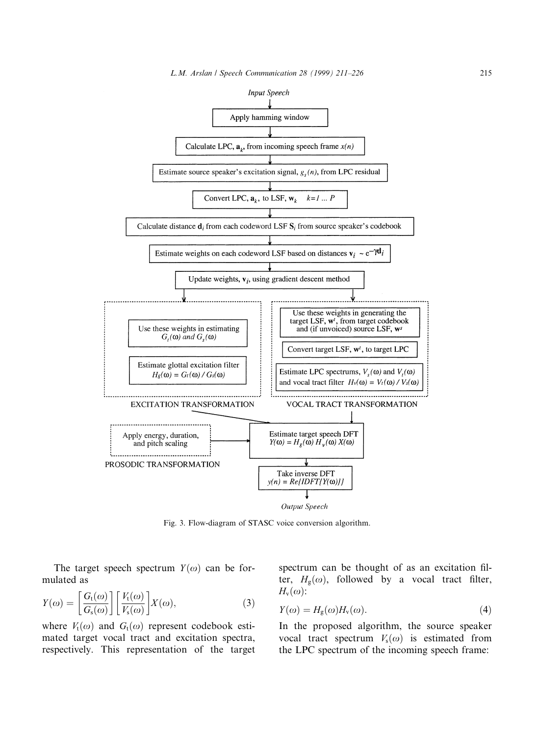Fig. 3. Flow-diagram of STASC voice conversion algorithm.

The target speech spectrum $Y(\omega)$ can be formulated as

$$Y(\omega) = \left[\frac{G_t(\omega)}{G_s(\omega)}\right]\left[\frac{V_t(\omega)}{V_s(\omega)}\right]X(\omega), \tag{3}$$

where $V_t(\omega)$ and $G_t(\omega)$ represent codebook estimated target vocal tract and excitation spectra, respectively. This representation of the target spectrum can be thought of as an excitation filter, $H_g(\omega)$, followed by a vocal tract filter, $H_v(\omega)$:

$$Y(\omega) = H_g(\omega)H_v(\omega). \tag{4}$$

In the proposed algorithm, the source speaker vocal tract spectrum $V_s(\omega)$ is estimated from the LPC spectrum of the incoming speech frame: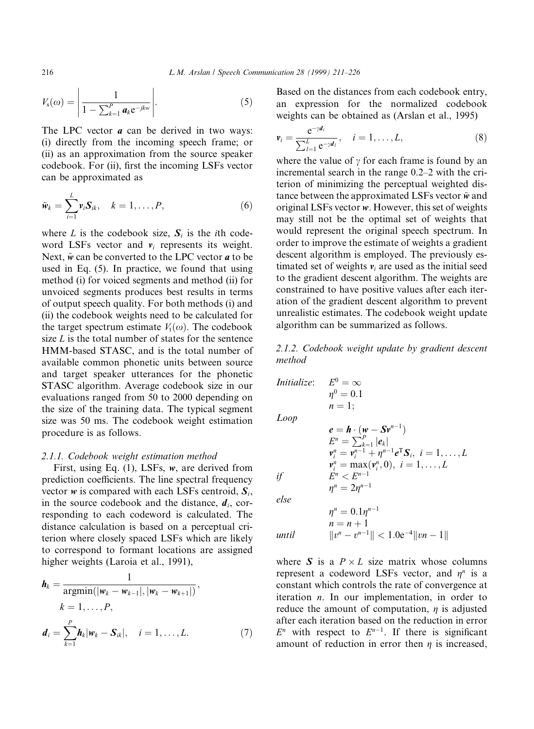$$V_s(\omega) = \left| \frac{1}{1 - \sum_{k=1}^{P} \boldsymbol{a}_k \mathrm{e}^{-jkw}} \right|. \tag{5}$$

The LPC vector $\boldsymbol{a}$ can be derived in two ways: (i) directly from the incoming speech frame; or (ii) as an approximation from the source speaker codebook. For (ii), first the incoming LSFs vector can be approximated as

$$\tilde{\boldsymbol{w}}_k = \sum_{i=1}^{L} \boldsymbol{v}_i \boldsymbol{S}_{ik}, \quad k = 1, \ldots, P, \tag{6}$$

where $L$ is the codebook size, $\boldsymbol{S}_i$ is the $i$th codeword LSFs vector and $\boldsymbol{v}_i$ represents its weight. Next, $\tilde{\boldsymbol{w}}$ can be converted to the LPC vector $\boldsymbol{a}$ to be used in Eq. (5). In practice, we found that using method (i) for voiced segments and method (ii) for unvoiced segments produces best results in terms of output speech quality. For both methods (i) and (ii) the codebook weights need to be calculated for the target spectrum estimate $V_t(\omega)$. The codebook size $L$ is the total number of states for the sentence HMM-based STASC, and is the total number of available common phonetic units between source and target speaker utterances for the phonetic STASC algorithm. Average codebook size in our evaluations ranged from 50 to 2000 depending on the size of the training data. The typical segment size was 50 ms. The codebook weight estimation procedure is as follows.

#### 2.1.1. Codebook weight estimation method

First, using Eq. (1), LSFs, $\boldsymbol{w}$, are derived from prediction coefficients. The line spectral frequency vector $\boldsymbol{w}$ is compared with each LSFs centroid, $\boldsymbol{S}_i$, in the source codebook and the distance, $\boldsymbol{d}_i$, corresponding to each codeword is calculated. The distance calculation is based on a perceptual criterion where closely spaced LSFs which are likely to correspond to formant locations are assigned higher weights (Laroia et al., 1991),

$$\boldsymbol{h}_k = \frac{1}{\operatorname{argmin}(|\boldsymbol{w}_k - \boldsymbol{w}_{k-1}|, |\boldsymbol{w}_k - \boldsymbol{w}_{k+1}|)}, \quad k = 1, \ldots, P,$$

$$\boldsymbol{d}_i = \sum_{k=1}^{P} \boldsymbol{h}_k |\boldsymbol{w}_k - \boldsymbol{S}_{ik}|, \quad i = 1, \ldots, L. \tag{7}$$

Based on the distances from each codebook entry, an expression for the normalized codebook weights can be obtained as (Arslan et al., 1995)

$$\boldsymbol{v}_i = \frac{\mathrm{e}^{-\gamma \boldsymbol{d}_i}}{\sum_{l=1}^{L} \mathrm{e}^{-\gamma \boldsymbol{d}_l}}, \quad i = 1, \ldots, L, \tag{8}$$

where the value of $\gamma$ for each frame is found by an incremental search in the range 0.2–2 with the criterion of minimizing the perceptual weighted distance between the approximated LSFs vector $\tilde{\boldsymbol{w}}$ and original LSFs vector $\boldsymbol{w}$. However, this set of weights may still not be the optimal set of weights that would represent the original speech spectrum. In order to improve the estimate of weights a gradient descent algorithm is employed. The previously estimated set of weights $\boldsymbol{v}_i$ are used as the initial seed to the gradient descent algorithm. The weights are constrained to have positive values after each iteration of the gradient descent algorithm to prevent unrealistic estimates. The codebook weight update algorithm can be summarized as follows.

#### 2.1.2. Codebook weight update by gradient descent method

*Initialize*:
$$E^0 = \infty, \quad \eta^0 = 0.1, \quad n = 1;$$

*Loop*
$$\boldsymbol{e} = \boldsymbol{h} \cdot (\boldsymbol{w} - \boldsymbol{S}\boldsymbol{v}^{n-1})$$
$$E^n = \sum_{k=1}^{P} |\boldsymbol{e}_k|$$
$$\boldsymbol{v}_i^n = \boldsymbol{v}_i^{n-1} + \eta^{n-1} \boldsymbol{e}^{\mathrm{T}} \boldsymbol{S}_i, \; i = 1, \ldots, L$$
$$\boldsymbol{v}_i^n = \max(\boldsymbol{v}_i^n, 0), \; i = 1, \ldots, L$$

*if* $E^n < E^{n-1}$
$$\eta^n = 2\eta^{n-1}$$

*else*
$$\eta^n = 0.1\eta^{n-1}$$
$$n = n + 1$$

*until* $\|v^n - v^{n-1}\| < 1.0\mathrm{e}^{-4} \|vn - 1\|$

where $\boldsymbol{S}$ is a $P \times L$ size matrix whose columns represent a codeword LSFs vector, and $\eta^n$ is a constant which controls the rate of convergence at iteration $n$. In our implementation, in order to reduce the amount of computation, $\eta$ is adjusted after each iteration based on the reduction in error $E^n$ with respect to $E^{n-1}$. If there is significant amount of reduction in error then $\eta$ is increased,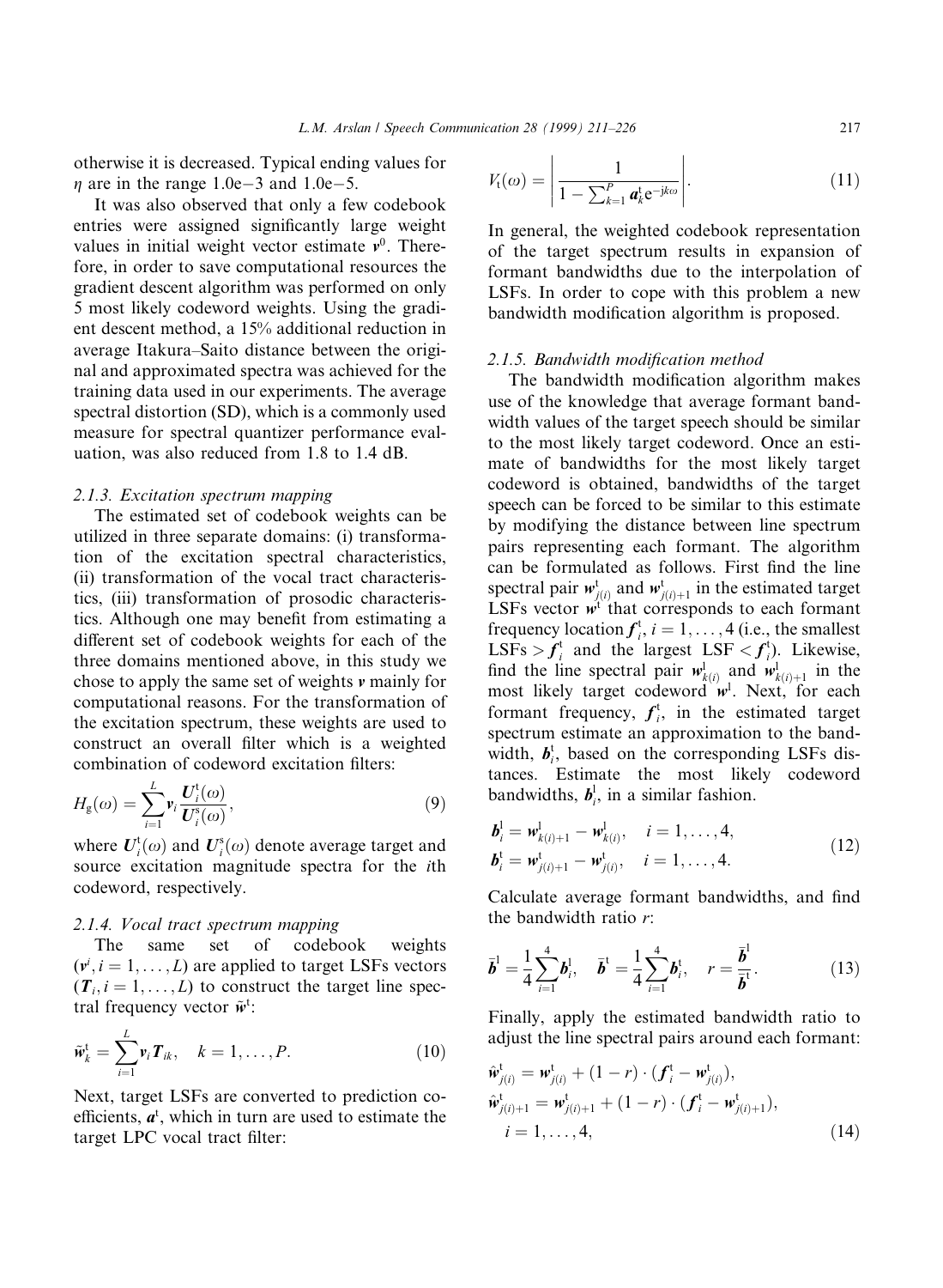otherwise it is decreased. Typical ending values for $\eta$ are in the range 1.0e−3 and 1.0e−5.

It was also observed that only a few codebook entries were assigned significantly large weight values in initial weight vector estimate $\boldsymbol{v}^0$. Therefore, in order to save computational resources the gradient descent algorithm was performed on only 5 most likely codeword weights. Using the gradient descent method, a 15% additional reduction in average Itakura–Saito distance between the original and approximated spectra was achieved for the training data used in our experiments. The average spectral distortion (SD), which is a commonly used measure for spectral quantizer performance evaluation, was also reduced from 1.8 to 1.4 dB.

#### 2.1.3. Excitation spectrum mapping

The estimated set of codebook weights can be utilized in three separate domains: (i) transformation of the excitation spectral characteristics, (ii) transformation of the vocal tract characteristics, (iii) transformation of prosodic characteristics. Although one may benefit from estimating a different set of codebook weights for each of the three domains mentioned above, in this study we chose to apply the same set of weights $\boldsymbol{v}$ mainly for computational reasons. For the transformation of the excitation spectrum, these weights are used to construct an overall filter which is a weighted combination of codeword excitation filters:

$$H_{\mathrm{g}}(\omega) = \sum_{i=1}^{L} \boldsymbol{v}_i \frac{\boldsymbol{U}_i^{\mathrm{t}}(\omega)}{\boldsymbol{U}_i^{\mathrm{s}}(\omega)}, \tag{9}$$

where $\boldsymbol{U}_i^{\mathrm{t}}(\omega)$ and $\boldsymbol{U}_i^{\mathrm{s}}(\omega)$ denote average target and source excitation magnitude spectra for the $i$th codeword, respectively.

#### 2.1.4. Vocal tract spectrum mapping

The same set of codebook weights ($\boldsymbol{v}^i, i = 1, \ldots, L$) are applied to target LSFs vectors ($\boldsymbol{T}_i, i = 1, \ldots, L$) to construct the target line spectral frequency vector $\tilde{\boldsymbol{w}}^{\mathrm{t}}$:

$$\tilde{\boldsymbol{w}}_k^{\mathrm{t}} = \sum_{i=1}^{L} \boldsymbol{v}_i \boldsymbol{T}_{ik}, \quad k = 1, \ldots, P. \tag{10}$$

Next, target LSFs are converted to prediction coefficients, $\boldsymbol{a}^{\mathrm{t}}$, which in turn are used to estimate the target LPC vocal tract filter:

$$V_{\mathrm{t}}(\omega) = \left| \frac{1}{1 - \sum_{k=1}^{P} \boldsymbol{a}_k^{\mathrm{t}} \mathrm{e}^{-\mathrm{j}k\omega}} \right|. \tag{11}$$

In general, the weighted codebook representation of the target spectrum results in expansion of formant bandwidths due to the interpolation of LSFs. In order to cope with this problem a new bandwidth modification algorithm is proposed.

#### 2.1.5. Bandwidth modification method

The bandwidth modification algorithm makes use of the knowledge that average formant bandwidth values of the target speech should be similar to the most likely target codeword. Once an estimate of bandwidths for the most likely target codeword is obtained, bandwidths of the target speech can be forced to be similar to this estimate by modifying the distance between line spectrum pairs representing each formant. The algorithm can be formulated as follows. First find the line spectral pair $\boldsymbol{w}_{j(i)}^{\mathrm{t}}$ and $\boldsymbol{w}_{j(i)+1}^{\mathrm{t}}$ in the estimated target LSFs vector $\boldsymbol{w}^{\mathrm{t}}$ that corresponds to each formant frequency location $\boldsymbol{f}_i^{\mathrm{t}}, i = 1, \ldots, 4$ (i.e., the smallest LSFs $> \boldsymbol{f}_i^{\mathrm{t}}$ and the largest LSF $< \boldsymbol{f}_i^{\mathrm{t}}$). Likewise, find the line spectral pair $\boldsymbol{w}_{k(i)}^{\mathrm{l}}$ and $\boldsymbol{w}_{k(i)+1}^{\mathrm{l}}$ in the most likely target codeword $\boldsymbol{w}^{\mathrm{l}}$. Next, for each formant frequency, $\boldsymbol{f}_i^{\mathrm{t}}$, in the estimated target spectrum estimate an approximation to the bandwidth, $\boldsymbol{b}_i^{\mathrm{t}}$, based on the corresponding LSFs distances. Estimate the most likely codeword bandwidths, $\boldsymbol{b}_i^{\mathrm{l}}$, in a similar fashion.

$$\begin{aligned} \boldsymbol{b}_i^{\mathrm{l}} &= \boldsymbol{w}_{k(i)+1}^{\mathrm{l}} - \boldsymbol{w}_{k(i)}^{\mathrm{l}}, \quad i = 1, \ldots, 4, \\ \boldsymbol{b}_i^{\mathrm{t}} &= \boldsymbol{w}_{j(i)+1}^{\mathrm{t}} - \boldsymbol{w}_{j(i)}^{\mathrm{t}}, \quad i = 1, \ldots, 4. \end{aligned} \tag{12}$$

Calculate average formant bandwidths, and find the bandwidth ratio $r$:

$$\bar{\boldsymbol{b}}^{\mathrm{l}} = \frac{1}{4} \sum_{i=1}^{4} \boldsymbol{b}_i^{\mathrm{l}}, \quad \bar{\boldsymbol{b}}^{\mathrm{t}} = \frac{1}{4} \sum_{i=1}^{4} \boldsymbol{b}_i^{\mathrm{t}}, \quad r = \frac{\bar{\boldsymbol{b}}^{\mathrm{l}}}{\bar{\boldsymbol{b}}^{\mathrm{t}}}. \tag{13}$$

Finally, apply the estimated bandwidth ratio to adjust the line spectral pairs around each formant:

$$\begin{aligned} \hat{\boldsymbol{w}}_{j(i)}^{\mathrm{t}} &= \boldsymbol{w}_{j(i)}^{\mathrm{t}} + (1 - r) \cdot (\boldsymbol{f}_i^{\mathrm{t}} - \boldsymbol{w}_{j(i)}^{\mathrm{t}}), \\ \hat{\boldsymbol{w}}_{j(i)+1}^{\mathrm{t}} &= \boldsymbol{w}_{j(i)+1}^{\mathrm{t}} + (1 - r) \cdot (\boldsymbol{f}_i^{\mathrm{t}} - \boldsymbol{w}_{j(i)+1}^{\mathrm{t}}), \\ & i = 1, \ldots, 4, \end{aligned} \tag{14}$$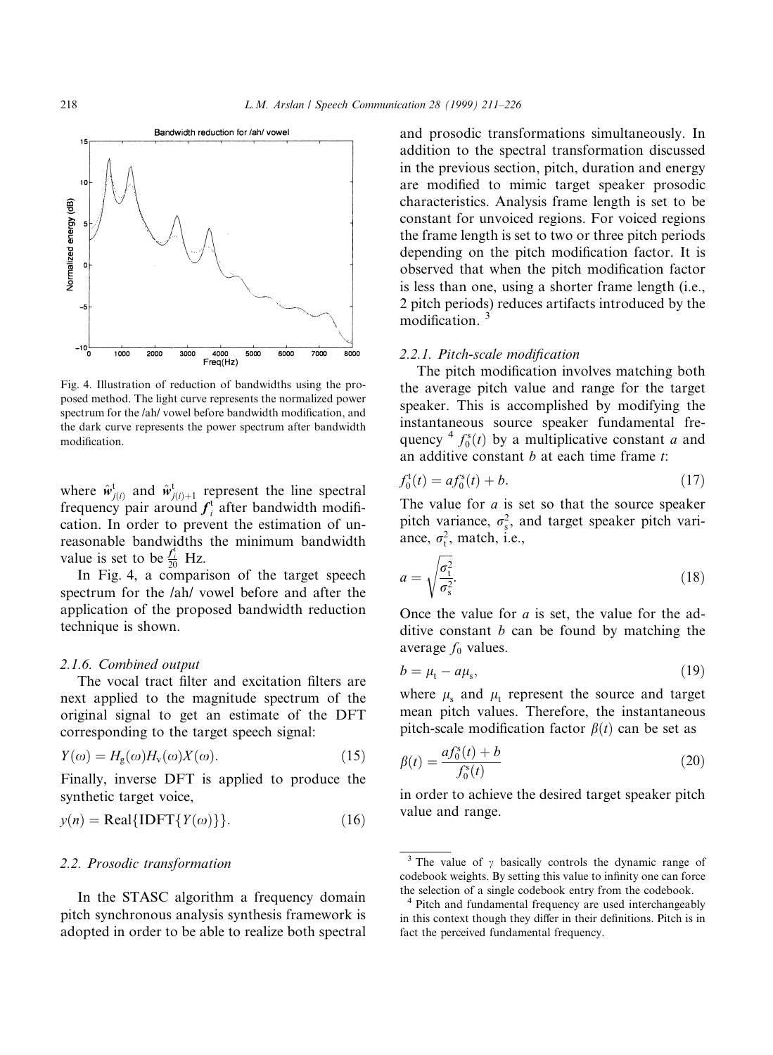Fig. 4. Illustration of reduction of bandwidths using the proposed method. The light curve represents the normalized power spectrum for the /ah/ vowel before bandwidth modification, and the dark curve represents the power spectrum after bandwidth modification.

where $\hat{\boldsymbol{w}}^{t}_{j(i)}$ and $\hat{\boldsymbol{w}}^{t}_{j(i)+1}$ represent the line spectral frequency pair around $\boldsymbol{f}^{t}_{i}$ after bandwidth modification. In order to prevent the estimation of unreasonable bandwidths the minimum bandwidth value is set to be $\frac{f^{t}_{i}}{20}$ Hz.

In Fig. 4, a comparison of the target speech spectrum for the /ah/ vowel before and after the application of the proposed bandwidth reduction technique is shown.

#### 2.1.6. Combined output

The vocal tract filter and excitation filters are next applied to the magnitude spectrum of the original signal to get an estimate of the DFT corresponding to the target speech signal:

$$Y(\omega) = H_{g}(\omega)H_{v}(\omega)X(\omega). \tag{15}$$

Finally, inverse DFT is applied to produce the synthetic target voice,

$$y(n) = \text{Real}\{\text{IDFT}\{Y(\omega)\}\}. \tag{16}$$

### 2.2. Prosodic transformation

In the STASC algorithm a frequency domain pitch synchronous analysis synthesis framework is adopted in order to be able to realize both spectral and prosodic transformations simultaneously. In addition to the spectral transformation discussed in the previous section, pitch, duration and energy are modified to mimic target speaker prosodic characteristics. Analysis frame length is set to be constant for unvoiced regions. For voiced regions the frame length is set to two or three pitch periods depending on the pitch modification factor. It is observed that when the pitch modification factor is less than one, using a shorter frame length (i.e., 2 pitch periods) reduces artifacts introduced by the modification. [3]

#### 2.2.1. Pitch-scale modification

The pitch modification involves matching both the average pitch value and range for the target speaker. This is accomplished by modifying the instantaneous source speaker fundamental frequency [4] $f_0^{s}(t)$ by a multiplicative constant $a$ and an additive constant $b$ at each time frame $t$:

$$f_0^{t}(t) = af_0^{s}(t) + b. \tag{17}$$

The value for $a$ is set so that the source speaker pitch variance, $\sigma_s^2$, and target speaker pitch variance, $\sigma_t^2$, match, i.e.,

$$a = \sqrt{\frac{\sigma_t^2}{\sigma_s^2}}. \tag{18}$$

Once the value for $a$ is set, the value for the additive constant $b$ can be found by matching the average $f_0$ values.

$$b = \mu_t - a\mu_s, \tag{19}$$

where $\mu_s$ and $\mu_t$ represent the source and target mean pitch values. Therefore, the instantaneous pitch-scale modification factor $\beta(t)$ can be set as

$$\beta(t) = \frac{af_0^{s}(t) + b}{f_0^{s}(t)} \tag{20}$$

in order to achieve the desired target speaker pitch value and range.

---

[3] The value of $\gamma$ basically controls the dynamic range of codebook weights. By setting this value to infinity one can force the selection of a single codebook entry from the codebook.

[4] Pitch and fundamental frequency are used interchangeably in this context though they differ in their definitions. Pitch is in fact the perceived fundamental frequency.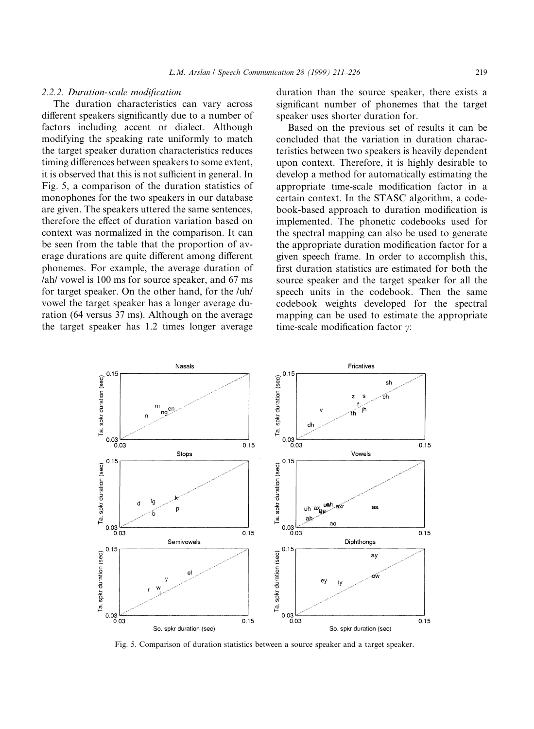### 2.2.2. Duration-scale modification

The duration characteristics can vary across different speakers significantly due to a number of factors including accent or dialect. Although modifying the speaking rate uniformly to match the target speaker duration characteristics reduces timing differences between speakers to some extent, it is observed that this is not sufficient in general. In Fig. 5, a comparison of the duration statistics of monophones for the two speakers in our database are given. The speakers uttered the same sentences, therefore the effect of duration variation based on context was normalized in the comparison. It can be seen from the table that the proportion of average durations are quite different among different phonemes. For example, the average duration of /ah/ vowel is 100 ms for source speaker, and 67 ms for target speaker. On the other hand, for the /uh/ vowel the target speaker has a longer average duration (64 versus 37 ms). Although on the average the target speaker has 1.2 times longer average duration than the source speaker, there exists a significant number of phonemes that the target speaker uses shorter duration for.

Based on the previous set of results it can be concluded that the variation in duration characteristics between two speakers is heavily dependent upon context. Therefore, it is highly desirable to develop a method for automatically estimating the appropriate time-scale modification factor in a certain context. In the STASC algorithm, a codebook-based approach to duration modification is implemented. The phonetic codebooks used for the spectral mapping can also be used to generate the appropriate duration modification factor for a given speech frame. In order to accomplish this, first duration statistics are estimated for both the source speaker and the target speaker for all the speech units in the codebook. Then the same codebook weights developed for the spectral mapping can be used to estimate the appropriate time-scale modification factor $\gamma$:

Fig. 5. Comparison of duration statistics between a source speaker and a target speaker.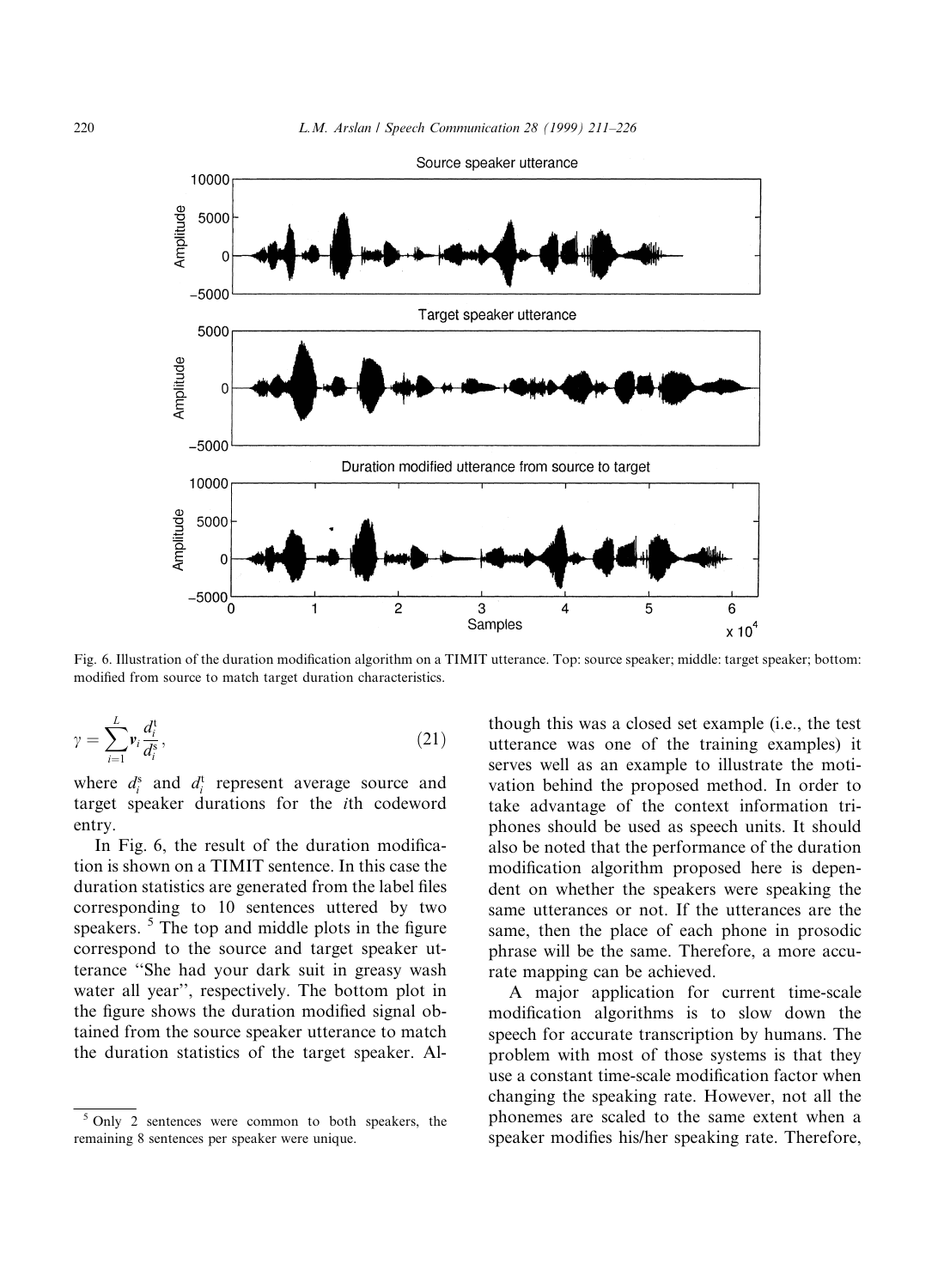Fig. 6. Illustration of the duration modification algorithm on a TIMIT utterance. Top: source speaker; middle: target speaker; bottom: modified from source to match target duration characteristics.

$$\gamma = \sum_{i=1}^{L} v_i \frac{d_i^t}{d_i^s}, \tag{21}$$

where $d_i^s$ and $d_i^t$ represent average source and target speaker durations for the $i$th codeword entry.

In Fig. 6, the result of the duration modification is shown on a TIMIT sentence. In this case the duration statistics are generated from the label files corresponding to 10 sentences uttered by two speakers. [5] The top and middle plots in the figure correspond to the source and target speaker utterance "She had your dark suit in greasy wash water all year", respectively. The bottom plot in the figure shows the duration modified signal obtained from the source speaker utterance to match the duration statistics of the target speaker. Although this was a closed set example (i.e., the test utterance was one of the training examples) it serves well as an example to illustrate the motivation behind the proposed method. In order to take advantage of the context information triphones should be used as speech units. It should also be noted that the performance of the duration modification algorithm proposed here is dependent on whether the speakers were speaking the same utterances or not. If the utterances are the same, then the place of each phone in prosodic phrase will be the same. Therefore, a more accurate mapping can be achieved.

A major application for current time-scale modification algorithms is to slow down the speech for accurate transcription by humans. The problem with most of those systems is that they use a constant time-scale modification factor when changing the speaking rate. However, not all the phonemes are scaled to the same extent when a speaker modifies his/her speaking rate. Therefore,

[5] Only 2 sentences were common to both speakers, the remaining 8 sentences per speaker were unique.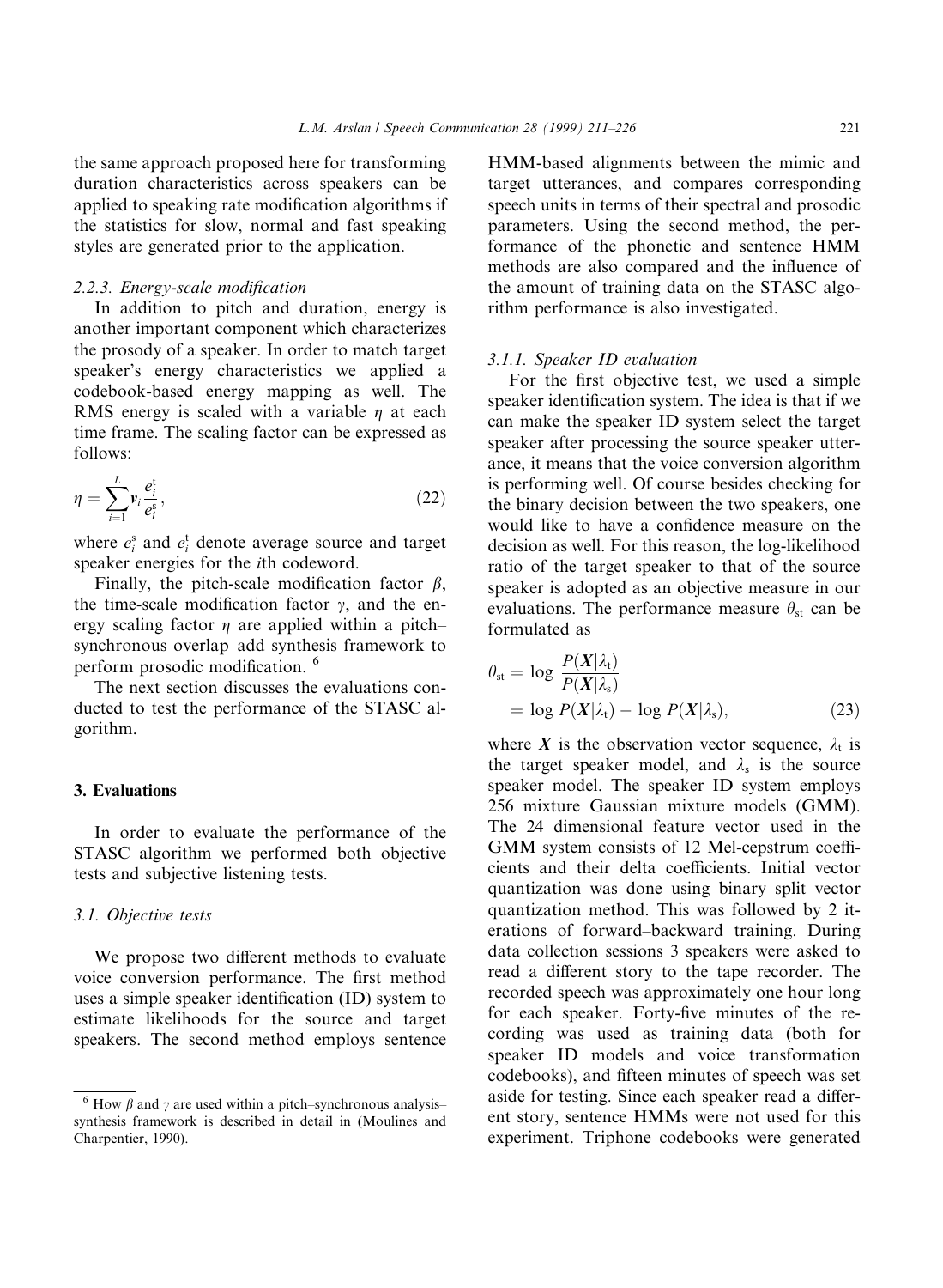the same approach proposed here for transforming duration characteristics across speakers can be applied to speaking rate modification algorithms if the statistics for slow, normal and fast speaking styles are generated prior to the application.

#### 2.2.3. Energy-scale modification

In addition to pitch and duration, energy is another important component which characterizes the prosody of a speaker. In order to match target speaker's energy characteristics we applied a codebook-based energy mapping as well. The RMS energy is scaled with a variable $\eta$ at each time frame. The scaling factor can be expressed as follows:

$$\eta = \sum_{i=1}^{L} \mathbf{v}_i \frac{e_i^{\mathrm{t}}}{e_i^{\mathrm{s}}}, \tag{22}$$

where $e_i^{\mathrm{s}}$ and $e_i^{\mathrm{t}}$ denote average source and target speaker energies for the $i$th codeword.

Finally, the pitch-scale modification factor $\beta$, the time-scale modification factor $\gamma$, and the energy scaling factor $\eta$ are applied within a pitch–synchronous overlap–add synthesis framework to perform prosodic modification. [6]

The next section discusses the evaluations conducted to test the performance of the STASC algorithm.

## 3. Evaluations

In order to evaluate the performance of the STASC algorithm we performed both objective tests and subjective listening tests.

### 3.1. Objective tests

We propose two different methods to evaluate voice conversion performance. The first method uses a simple speaker identification (ID) system to estimate likelihoods for the source and target speakers. The second method employs sentence HMM-based alignments between the mimic and target utterances, and compares corresponding speech units in terms of their spectral and prosodic parameters. Using the second method, the performance of the phonetic and sentence HMM methods are also compared and the influence of the amount of training data on the STASC algorithm performance is also investigated.

#### 3.1.1. Speaker ID evaluation

For the first objective test, we used a simple speaker identification system. The idea is that if we can make the speaker ID system select the target speaker after processing the source speaker utterance, it means that the voice conversion algorithm is performing well. Of course besides checking for the binary decision between the two speakers, one would like to have a confidence measure on the decision as well. For this reason, the log-likelihood ratio of the target speaker to that of the source speaker is adopted as an objective measure in our evaluations. The performance measure $\theta_{\mathrm{st}}$ can be formulated as

$$\begin{aligned}\theta_{\mathrm{st}} &= \log \frac{P(\mathbf{X}|\lambda_{\mathrm{t}})}{P(\mathbf{X}|\lambda_{\mathrm{s}})} \\ &= \log P(\mathbf{X}|\lambda_{\mathrm{t}}) - \log P(\mathbf{X}|\lambda_{\mathrm{s}}),\end{aligned} \tag{23}$$

where $\mathbf{X}$ is the observation vector sequence, $\lambda_{\mathrm{t}}$ is the target speaker model, and $\lambda_{\mathrm{s}}$ is the source speaker model. The speaker ID system employs 256 mixture Gaussian mixture models (GMM). The 24 dimensional feature vector used in the GMM system consists of 12 Mel-cepstrum coefficients and their delta coefficients. Initial vector quantization was done using binary split vector quantization method. This was followed by 2 iterations of forward–backward training. During data collection sessions 3 speakers were asked to read a different story to the tape recorder. The recorded speech was approximately one hour long for each speaker. Forty-five minutes of the recording was used as training data (both for speaker ID models and voice transformation codebooks), and fifteen minutes of speech was set aside for testing. Since each speaker read a different story, sentence HMMs were not used for this experiment. Triphone codebooks were generated

---

[6] How $\beta$ and $\gamma$ are used within a pitch–synchronous analysis–synthesis framework is described in detail in (Moulines and Charpentier, 1990).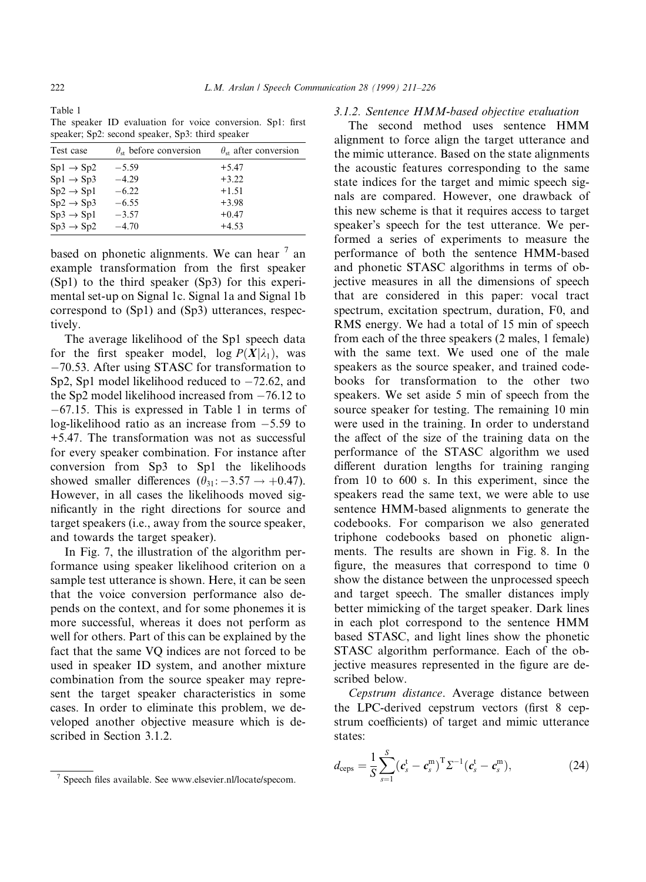Table 1
The speaker ID evaluation for voice conversion. Sp1: first speaker; Sp2: second speaker, Sp3: third speaker

| Test case | $\theta_{st}$ before conversion | $\theta_{st}$ after conversion |
|---|---|---|
| Sp1 → Sp2 | −5.59 | +5.47 |
| Sp1 → Sp3 | −4.29 | +3.22 |
| Sp2 → Sp1 | −6.22 | +1.51 |
| Sp2 → Sp3 | −6.55 | +3.98 |
| Sp3 → Sp1 | −3.57 | +0.47 |
| Sp3 → Sp2 | −4.70 | +4.53 |

based on phonetic alignments. We can hear [7] an example transformation from the first speaker (Sp1) to the third speaker (Sp3) for this experimental set-up on Signal 1c. Signal 1a and Signal 1b correspond to (Sp1) and (Sp3) utterances, respectively.

The average likelihood of the Sp1 speech data for the first speaker model, $\log P(\boldsymbol{X}|\lambda_1)$, was −70.53. After using STASC for transformation to Sp2, Sp1 model likelihood reduced to −72.62, and the Sp2 model likelihood increased from −76.12 to −67.15. This is expressed in Table 1 in terms of log-likelihood ratio as an increase from −5.59 to +5.47. The transformation was not as successful for every speaker combination. For instance after conversion from Sp3 to Sp1 the likelihoods showed smaller differences ($\theta_{31}: -3.57 \rightarrow +0.47$). However, in all cases the likelihoods moved significantly in the right directions for source and target speakers (i.e., away from the source speaker, and towards the target speaker).

In Fig. 7, the illustration of the algorithm performance using speaker likelihood criterion on a sample test utterance is shown. Here, it can be seen that the voice conversion performance also depends on the context, and for some phonemes it is more successful, whereas it does not perform as well for others. Part of this can be explained by the fact that the same VQ indices are not forced to be used in speaker ID system, and another mixture combination from the source speaker may represent the target speaker characteristics in some cases. In order to eliminate this problem, we developed another objective measure which is described in Section 3.1.2.

[7] Speech files available. See www.elsevier.nl/locate/specom.

### 3.1.2. Sentence HMM-based objective evaluation

The second method uses sentence HMM alignment to force align the target utterance and the mimic utterance. Based on the state alignments the acoustic features corresponding to the same state indices for the target and mimic speech signals are compared. However, one drawback of this new scheme is that it requires access to target speaker's speech for the test utterance. We performed a series of experiments to measure the performance of both the sentence HMM-based and phonetic STASC algorithms in terms of objective measures in all the dimensions of speech that are considered in this paper: vocal tract spectrum, excitation spectrum, duration, F0, and RMS energy. We had a total of 15 min of speech from each of the three speakers (2 males, 1 female) with the same text. We used one of the male speakers as the source speaker, and trained codebooks for transformation to the other two speakers. We set aside 5 min of speech from the source speaker for testing. The remaining 10 min were used in the training. In order to understand the affect of the size of the training data on the performance of the STASC algorithm we used different duration lengths for training ranging from 10 to 600 s. In this experiment, since the speakers read the same text, we were able to use sentence HMM-based alignments to generate the codebooks. For comparison we also generated triphone codebooks based on phonetic alignments. The results are shown in Fig. 8. In the figure, the measures that correspond to time 0 show the distance between the unprocessed speech and target speech. The smaller distances imply better mimicking of the target speaker. Dark lines in each plot correspond to the sentence HMM based STASC, and light lines show the phonetic STASC algorithm performance. Each of the objective measures represented in the figure are described below.

*Cepstrum distance*. Average distance between the LPC-derived cepstrum vectors (first 8 cepstrum coefficients) of target and mimic utterance states:

$$d_{\text{ceps}} = \frac{1}{S}\sum_{s=1}^{S}(\boldsymbol{c}_s^{\text{t}} - \boldsymbol{c}_s^{\text{m}})^{\text{T}}\Sigma^{-1}(\boldsymbol{c}_s^{\text{t}} - \boldsymbol{c}_s^{\text{m}}), \tag{24}$$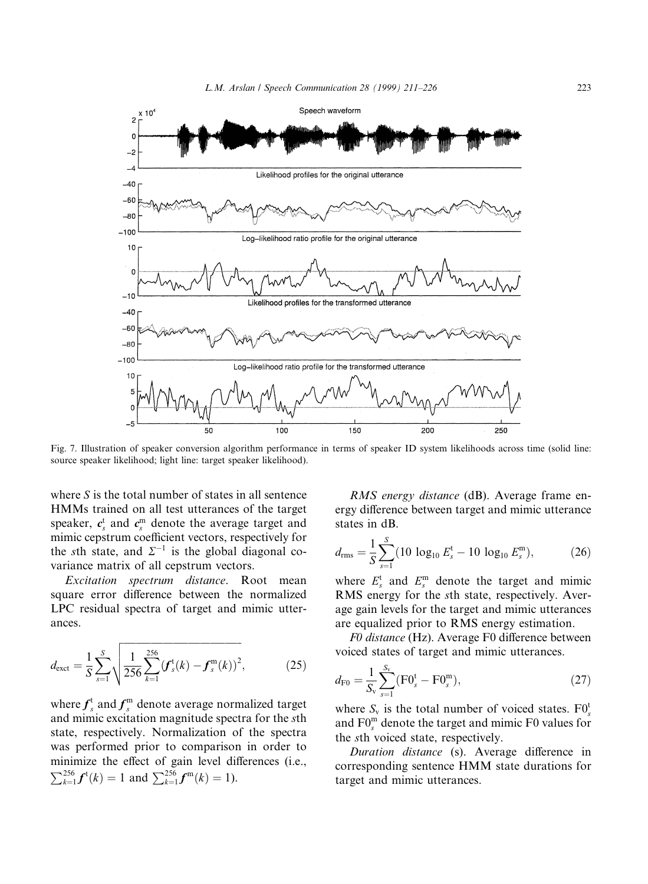Fig. 7. Illustration of speaker conversion algorithm performance in terms of speaker ID system likelihoods across time (solid line: source speaker likelihood; light line: target speaker likelihood).

where $S$ is the total number of states in all sentence HMMs trained on all test utterances of the target speaker, $\boldsymbol{c}_s^{\mathrm{t}}$ and $\boldsymbol{c}_s^{\mathrm{m}}$ denote the average target and mimic cepstrum coefficient vectors, respectively for the $s$th state, and $\Sigma^{-1}$ is the global diagonal covariance matrix of all cepstrum vectors.

*Excitation spectrum distance*. Root mean square error difference between the normalized LPC residual spectra of target and mimic utterances.

$$d_{\mathrm{exct}} = \frac{1}{S}\sum_{s=1}^{S}\sqrt{\frac{1}{256}\sum_{k=1}^{256}\left(\boldsymbol{f}_s^{\mathrm{t}}(k) - \boldsymbol{f}_s^{\mathrm{m}}(k)\right)^2}, \tag{25}$$

where $\boldsymbol{f}_s^{\mathrm{t}}$ and $\boldsymbol{f}_s^{\mathrm{m}}$ denote average normalized target and mimic excitation magnitude spectra for the $s$th state, respectively. Normalization of the spectra was performed prior to comparison in order to minimize the effect of gain level differences (i.e., $\sum_{k=1}^{256}\boldsymbol{f}^{\mathrm{t}}(k) = 1$ and $\sum_{k=1}^{256}\boldsymbol{f}^{\mathrm{m}}(k) = 1$).

*RMS energy distance* (dB). Average frame energy difference between target and mimic utterance states in dB.

$$d_{\mathrm{rms}} = \frac{1}{S}\sum_{s=1}^{S}(10\,\log_{10} E_s^{\mathrm{t}} - 10\,\log_{10} E_s^{\mathrm{m}}), \tag{26}$$

where $E_s^{\mathrm{t}}$ and $E_s^{\mathrm{m}}$ denote the target and mimic RMS energy for the $s$th state, respectively. Average gain levels for the target and mimic utterances are equalized prior to RMS energy estimation.

*F0 distance* (Hz). Average F0 difference between voiced states of target and mimic utterances.

$$d_{\mathrm{F0}} = \frac{1}{S_{\mathrm{v}}}\sum_{s=1}^{S_{\mathrm{v}}}(\mathrm{F0}_s^{\mathrm{t}} - \mathrm{F0}_s^{\mathrm{m}}), \tag{27}$$

where $S_{\mathrm{v}}$ is the total number of voiced states. $\mathrm{F0}_s^{\mathrm{t}}$ and $\mathrm{F0}_s^{\mathrm{m}}$ denote the target and mimic F0 values for the $s$th voiced state, respectively.

*Duration distance* (s). Average difference in corresponding sentence HMM state durations for target and mimic utterances.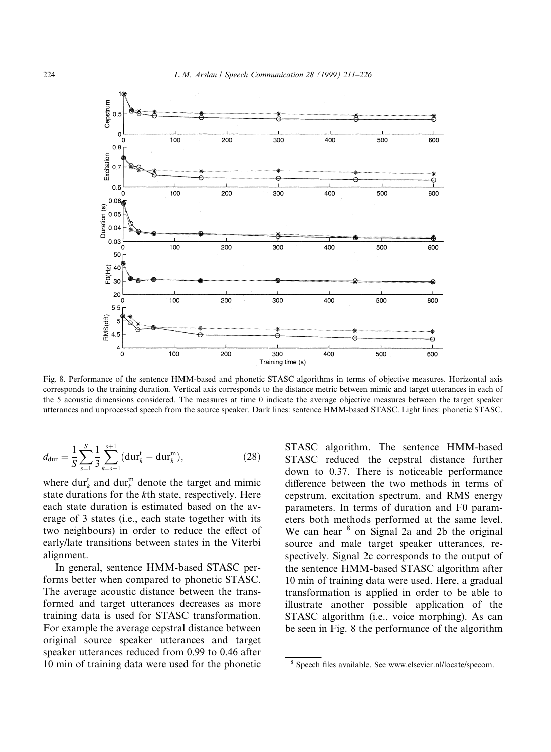Fig. 8. Performance of the sentence HMM-based and phonetic STASC algorithms in terms of objective measures. Horizontal axis corresponds to the training duration. Vertical axis corresponds to the distance metric between mimic and target utterances in each of the 5 acoustic dimensions considered. The measures at time 0 indicate the average objective measures between the target speaker utterances and unprocessed speech from the source speaker. Dark lines: sentence HMM-based STASC. Light lines: phonetic STASC.

$$d_{\text{dur}} = \frac{1}{S}\sum_{s=1}^{S}\frac{1}{3}\sum_{k=s-1}^{s+1}(\text{dur}_k^{\text{t}} - \text{dur}_k^{\text{m}}), \tag{28}$$

where $\text{dur}_k^{\text{t}}$ and $\text{dur}_k^{\text{m}}$ denote the target and mimic state durations for the $k$th state, respectively. Here each state duration is estimated based on the average of 3 states (i.e., each state together with its two neighbours) in order to reduce the effect of early/late transitions between states in the Viterbi alignment.

In general, sentence HMM-based STASC performs better when compared to phonetic STASC. The average acoustic distance between the transformed and target utterances decreases as more training data is used for STASC transformation. For example the average cepstral distance between original source speaker utterances and target speaker utterances reduced from 0.99 to 0.46 after 10 min of training data were used for the phonetic STASC algorithm. The sentence HMM-based STASC reduced the cepstral distance further down to 0.37. There is noticeable performance difference between the two methods in terms of cepstrum, excitation spectrum, and RMS energy parameters. In terms of duration and F0 parameters both methods performed at the same level. We can hear [8] on Signal 2a and 2b the original source and male target speaker utterances, respectively. Signal 2c corresponds to the output of the sentence HMM-based STASC algorithm after 10 min of training data were used. Here, a gradual transformation is applied in order to be able to illustrate another possible application of the STASC algorithm (i.e., voice morphing). As can be seen in Fig. 8 the performance of the algorithm

[8] Speech files available. See www.elsevier.nl/locate/specom.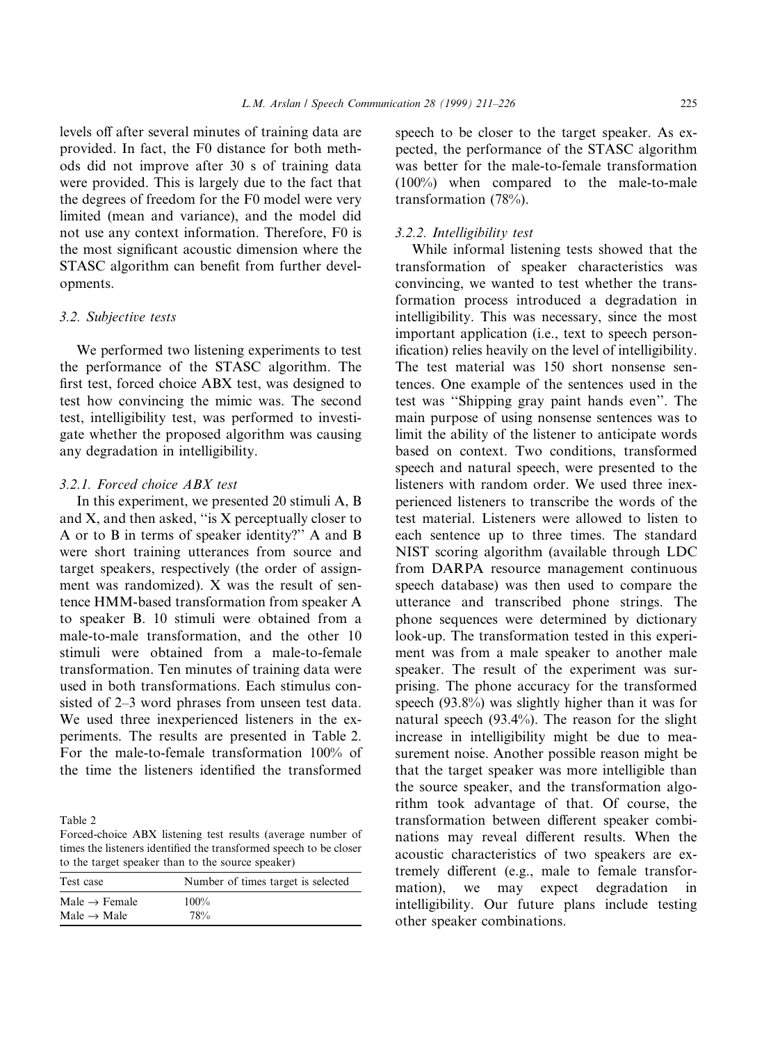levels off after several minutes of training data are provided. In fact, the F0 distance for both methods did not improve after 30 s of training data were provided. This is largely due to the fact that the degrees of freedom for the F0 model were very limited (mean and variance), and the model did not use any context information. Therefore, F0 is the most significant acoustic dimension where the STASC algorithm can benefit from further developments.

### 3.2. Subjective tests

We performed two listening experiments to test the performance of the STASC algorithm. The first test, forced choice ABX test, was designed to test how convincing the mimic was. The second test, intelligibility test, was performed to investigate whether the proposed algorithm was causing any degradation in intelligibility.

#### 3.2.1. Forced choice ABX test

In this experiment, we presented 20 stimuli A, B and X, and then asked, ''is X perceptually closer to A or to B in terms of speaker identity?'' A and B were short training utterances from source and target speakers, respectively (the order of assignment was randomized). X was the result of sentence HMM-based transformation from speaker A to speaker B. 10 stimuli were obtained from a male-to-male transformation, and the other 10 stimuli were obtained from a male-to-female transformation. Ten minutes of training data were used in both transformations. Each stimulus consisted of 2–3 word phrases from unseen test data. We used three inexperienced listeners in the experiments. The results are presented in Table 2. For the male-to-female transformation 100% of the time the listeners identified the transformed speech to be closer to the target speaker. As expected, the performance of the STASC algorithm was better for the male-to-female transformation (100%) when compared to the male-to-male transformation (78%).

Table 2
Forced-choice ABX listening test results (average number of times the listeners identified the transformed speech to be closer to the target speaker than to the source speaker)

| Test case | Number of times target is selected |
|---|---|
| Male → Female | 100% |
| Male → Male | 78% |

#### 3.2.2. Intelligibility test

While informal listening tests showed that the transformation of speaker characteristics was convincing, we wanted to test whether the transformation process introduced a degradation in intelligibility. This was necessary, since the most important application (i.e., text to speech personification) relies heavily on the level of intelligibility. The test material was 150 short nonsense sentences. One example of the sentences used in the test was ''Shipping gray paint hands even''. The main purpose of using nonsense sentences was to limit the ability of the listener to anticipate words based on context. Two conditions, transformed speech and natural speech, were presented to the listeners with random order. We used three inexperienced listeners to transcribe the words of the test material. Listeners were allowed to listen to each sentence up to three times. The standard NIST scoring algorithm (available through LDC from DARPA resource management continuous speech database) was then used to compare the utterance and transcribed phone strings. The phone sequences were determined by dictionary look-up. The transformation tested in this experiment was from a male speaker to another male speaker. The result of the experiment was surprising. The phone accuracy for the transformed speech (93.8%) was slightly higher than it was for natural speech (93.4%). The reason for the slight increase in intelligibility might be due to measurement noise. Another possible reason might be that the target speaker was more intelligible than the source speaker, and the transformation algorithm took advantage of that. Of course, the transformation between different speaker combinations may reveal different results. When the acoustic characteristics of two speakers are extremely different (e.g., male to female transformation), we may expect degradation in intelligibility. Our future plans include testing other speaker combinations.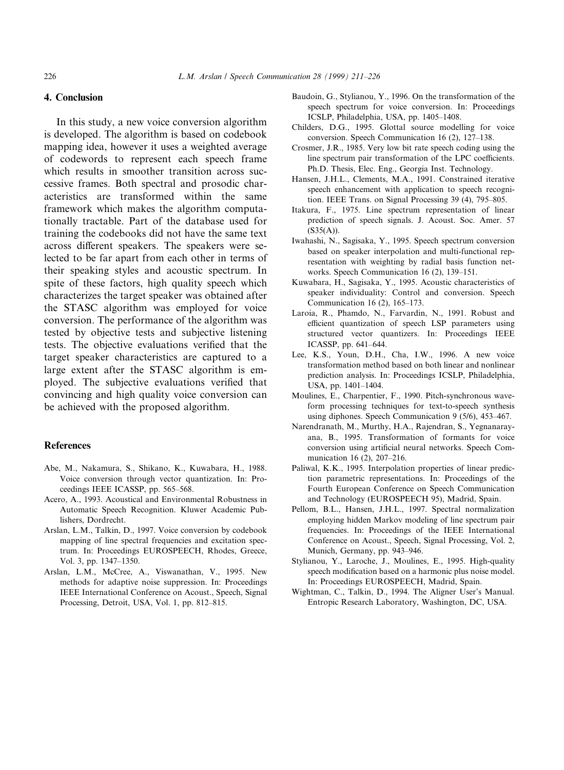## 4. Conclusion

In this study, a new voice conversion algorithm is developed. The algorithm is based on codebook mapping idea, however it uses a weighted average of codewords to represent each speech frame which results in smoother transition across successive frames. Both spectral and prosodic characteristics are transformed within the same framework which makes the algorithm computationally tractable. Part of the database used for training the codebooks did not have the same text across different speakers. The speakers were selected to be far apart from each other in terms of their speaking styles and acoustic spectrum. In spite of these factors, high quality speech which characterizes the target speaker was obtained after the STASC algorithm was employed for voice conversion. The performance of the algorithm was tested by objective tests and subjective listening tests. The objective evaluations verified that the target speaker characteristics are captured to a large extent after the STASC algorithm is employed. The subjective evaluations verified that convincing and high quality voice conversion can be achieved with the proposed algorithm.

## References

- Abe, M., Nakamura, S., Shikano, K., Kuwabara, H., 1988. Voice conversion through vector quantization. In: Proceedings IEEE ICASSP, pp. 565–568.
- Acero, A., 1993. Acoustical and Environmental Robustness in Automatic Speech Recognition. Kluwer Academic Publishers, Dordrecht.
- Arslan, L.M., Talkin, D., 1997. Voice conversion by codebook mapping of line spectral frequencies and excitation spectrum. In: Proceedings EUROSPEECH, Rhodes, Greece, Vol. 3, pp. 1347–1350.
- Arslan, L.M., McCree, A., Viswanathan, V., 1995. New methods for adaptive noise suppression. In: Proceedings IEEE International Conference on Acoust., Speech, Signal Processing, Detroit, USA, Vol. 1, pp. 812–815.
- Baudoin, G., Stylianou, Y., 1996. On the transformation of the speech spectrum for voice conversion. In: Proceedings ICSLP, Philadelphia, USA, pp. 1405–1408.
- Childers, D.G., 1995. Glottal source modelling for voice conversion. Speech Communication 16 (2), 127–138.
- Crosmer, J.R., 1985. Very low bit rate speech coding using the line spectrum pair transformation of the LPC coefficients. Ph.D. Thesis, Elec. Eng., Georgia Inst. Technology.
- Hansen, J.H.L., Clements, M.A., 1991. Constrained iterative speech enhancement with application to speech recognition. IEEE Trans. on Signal Processing 39 (4), 795–805.
- Itakura, F., 1975. Line spectrum representation of linear prediction of speech signals. J. Acoust. Soc. Amer. 57 (S35(A)).
- Iwahashi, N., Sagisaka, Y., 1995. Speech spectrum conversion based on speaker interpolation and multi-functional representation with weighting by radial basis function networks. Speech Communication 16 (2), 139–151.
- Kuwabara, H., Sagisaka, Y., 1995. Acoustic characteristics of speaker individuality: Control and conversion. Speech Communication 16 (2), 165–173.
- Laroia, R., Phamdo, N., Farvardin, N., 1991. Robust and efficient quantization of speech LSP parameters using structured vector quantizers. In: Proceedings IEEE ICASSP, pp. 641–644.
- Lee, K.S., Youn, D.H., Cha, I.W., 1996. A new voice transformation method based on both linear and nonlinear prediction analysis. In: Proceedings ICSLP, Philadelphia, USA, pp. 1401–1404.
- Moulines, E., Charpentier, F., 1990. Pitch-synchronous waveform processing techniques for text-to-speech synthesis using diphones. Speech Communication 9 (5/6), 453–467.
- Narendranath, M., Murthy, H.A., Rajendran, S., Yegnanarayana, B., 1995. Transformation of formants for voice conversion using artificial neural networks. Speech Communication 16 (2), 207–216.
- Paliwal, K.K., 1995. Interpolation properties of linear prediction parametric representations. In: Proceedings of the Fourth European Conference on Speech Communication and Technology (EUROSPEECH 95), Madrid, Spain.
- Pellom, B.L., Hansen, J.H.L., 1997. Spectral normalization employing hidden Markov modeling of line spectrum pair frequencies. In: Proceedings of the IEEE International Conference on Acoust., Speech, Signal Processing, Vol. 2, Munich, Germany, pp. 943–946.
- Stylianou, Y., Laroche, J., Moulines, E., 1995. High-quality speech modification based on a harmonic plus noise model. In: Proceedings EUROSPEECH, Madrid, Spain.
- Wightman, C., Talkin, D., 1994. The Aligner User's Manual. Entropic Research Laboratory, Washington, DC, USA.